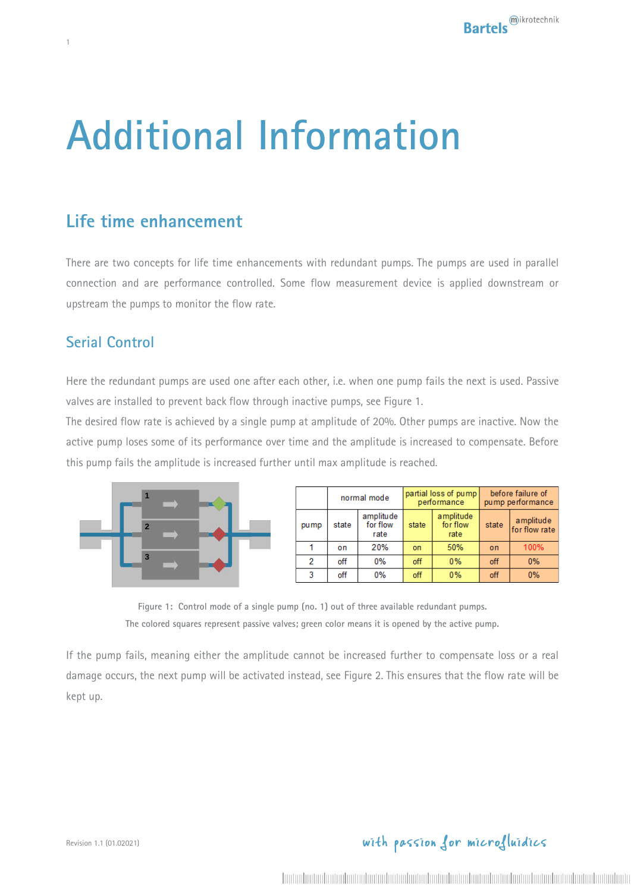# Additional Information

## Life time enhancement

There are two concepts for life time enhancements with redundant pumps. The pumps are used in parallel connection and are performance controlled. Some flow measurement device is applied downstream or upstream the pumps to monitor the flow rate.

## Serial Control

Here the redundant pumps are used one after each other, i.e. when one pump fails the next is used. Passive valves are installed to prevent back flow through inactive pumps, see Figure 1.

The desired flow rate is achieved by a single pump at amplitude of 20%. Other pumps are inactive. Now the active pump loses some of its performance over time and the amplitude is increased to compensate. Before this pump fails the amplitude is increased further until max amplitude is reached.

| | normal mode | | partial loss of pump performance | | before failure of pump performance | |
|---|---|---|---|---|---|---|
| pump | state | amplitude for flow rate | state | amplitude for flow rate | state | amplitude for flow rate |
| 1 | on | 20% | on | 50% | on | 100% |
| 2 | off | 0% | off | 0% | off | 0% |
| 3 | off | 0% | off | 0% | off | 0% |

Figure 1: Control mode of a single pump (no. 1) out of three available redundant pumps.
The colored squares represent passive valves; green color means it is opened by the active pump.

If the pump fails, meaning either the amplitude cannot be increased further to compensate loss or a real damage occurs, the next pump will be activated instead, see Figure 2. This ensures that the flow rate will be kept up.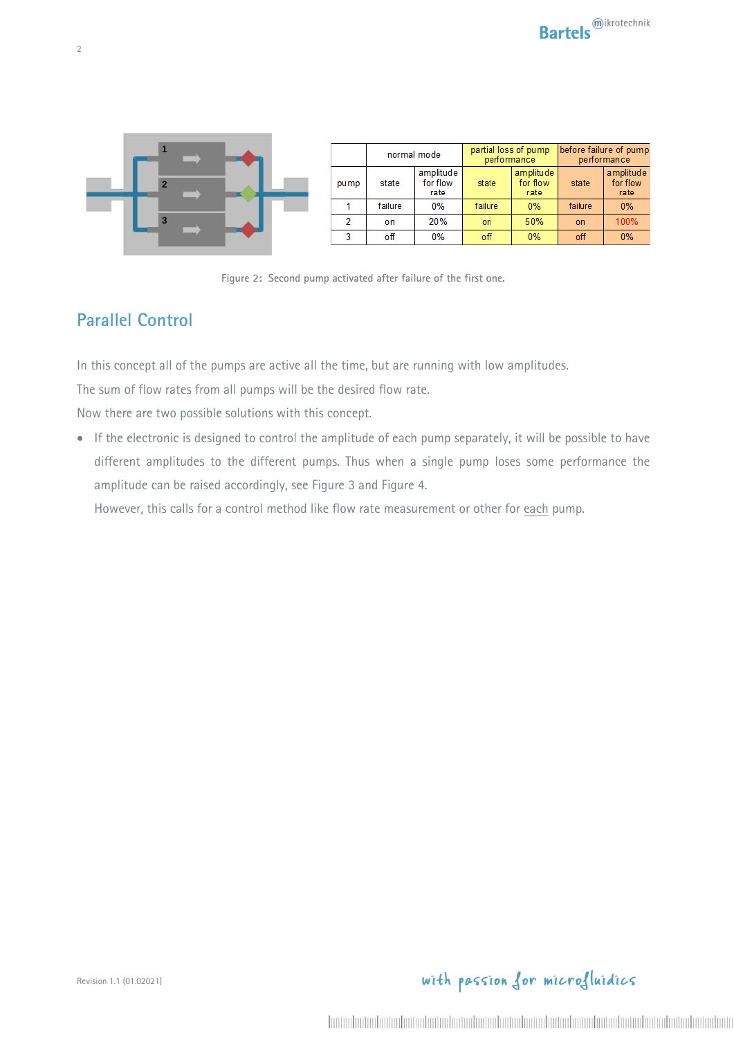| pump | normal mode | | partial loss of pump performance | | before failure of pump performance | |
|---|---|---|---|---|---|---|
| | state | amplitude for flow rate | state | amplitude for flow rate | state | amplitude for flow rate |
| 1 | failure | 0% | failure | 0% | failure | 0% |
| 2 | on | 20% | on | 50% | on | 100% |
| 3 | off | 0% | off | 0% | off | 0% |

Figure 2: Second pump activated after failure of the first one.

## Parallel Control

In this concept all of the pumps are active all the time, but are running with low amplitudes.

The sum of flow rates from all pumps will be the desired flow rate.

Now there are two possible solutions with this concept.

- If the electronic is designed to control the amplitude of each pump separately, it will be possible to have different amplitudes to the different pumps. Thus when a single pump loses some performance the amplitude can be raised accordingly, see Figure 3 and Figure 4.

  However, this calls for a control method like flow rate measurement or other for each pump.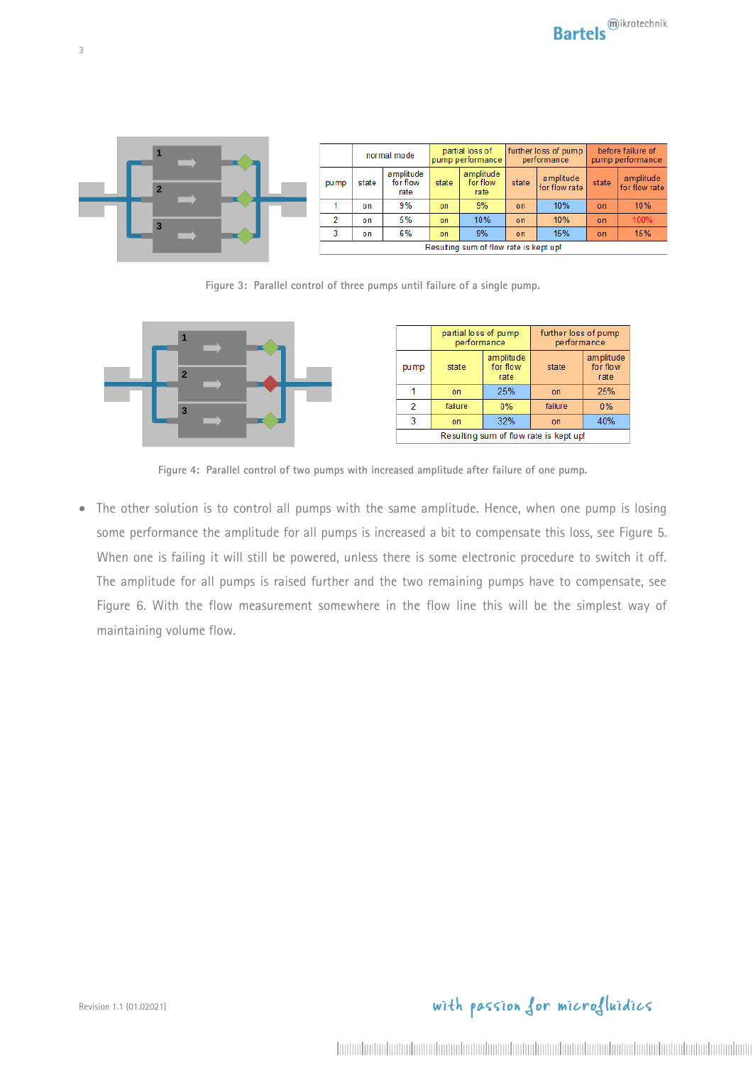| | normal mode | | partial loss of pump performance | | further loss of pump performance | | before failure of pump performance | |
|---|---|---|---|---|---|---|---|---|
| pump | state | amplitude for flow rate | state | amplitude for flow rate | state | amplitude for flow rate | state | amplitude for flow rate |
| 1 | on | 9% | on | 9% | on | 10% | on | 10% |
| 2 | on | 5% | on | 10% | on | 10% | on | 100% |
| 3 | on | 6% | on | 9% | on | 15% | on | 15% |
| Resulting sum of flow rate is kept up! | | | | | | | | |

Figure 3: Parallel control of three pumps until failure of a single pump.

| | partial loss of pump performance | | further loss of pump performance | |
|---|---|---|---|---|
| pump | state | amplitude for flow rate | state | amplitude for flow rate |
| 1 | on | 25% | on | 25% |
| 2 | failure | 0% | failure | 0% |
| 3 | on | 32% | on | 40% |
| Resulting sum of flow rate is kept up! | | | | |

Figure 4: Parallel control of two pumps with increased amplitude after failure of one pump.

- The other solution is to control all pumps with the same amplitude. Hence, when one pump is losing some performance the amplitude for all pumps is increased a bit to compensate this loss, see Figure 5. When one is failing it will still be powered, unless there is some electronic procedure to switch it off. The amplitude for all pumps is raised further and the two remaining pumps have to compensate, see Figure 6. With the flow measurement somewhere in the flow line this will be the simplest way of maintaining volume flow.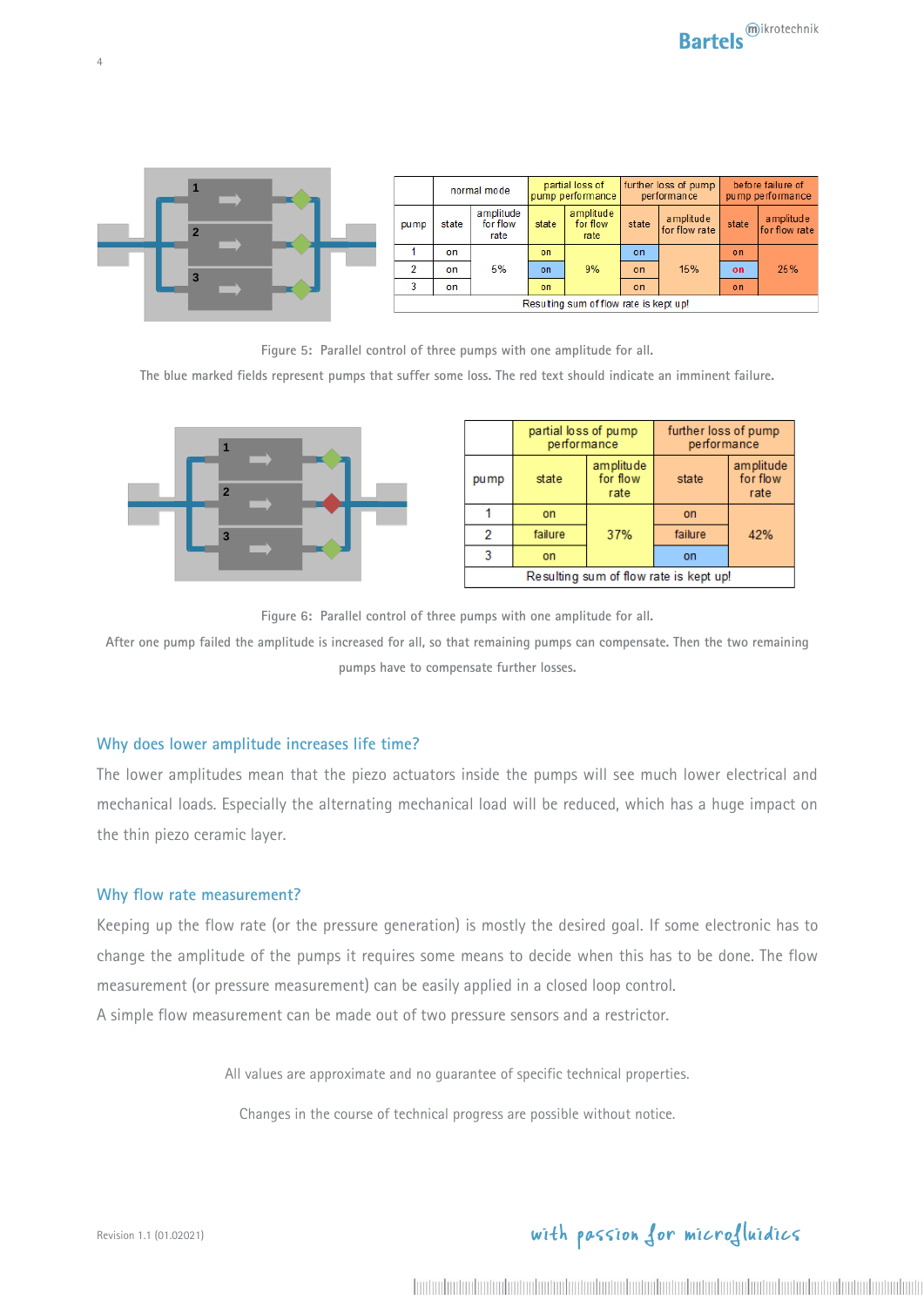| pump | normal mode | | partial loss of pump performance | | further loss of pump performance | | before failure of pump performance | |
|---|---|---|---|---|---|---|---|---|
| | state | amplitude for flow rate | state | amplitude for flow rate | state | amplitude for flow rate | state | amplitude for flow rate |
| 1 | on | 5% | on | 9% | on | 15% | on | 25% |
| 2 | on | | on | | on | | on | |
| 3 | on | | on | | on | | on | |
| Resulting sum of flow rate is kept up! | | | | | | | | |

Figure 5: Parallel control of three pumps with one amplitude for all.

The blue marked fields represent pumps that suffer some loss. The red text should indicate an imminent failure.

| pump | partial loss of pump performance | | further loss of pump performance | |
|---|---|---|---|---|
| | state | amplitude for flow rate | state | amplitude for flow rate |
| 1 | on | 37% | on | 42% |
| 2 | failure | | failure | |
| 3 | on | | on | |
| Resulting sum of flow rate is kept up! | | | | |

Figure 6: Parallel control of three pumps with one amplitude for all.

After one pump failed the amplitude is increased for all, so that remaining pumps can compensate. Then the two remaining pumps have to compensate further losses.

## Why does lower amplitude increases life time?

The lower amplitudes mean that the piezo actuators inside the pumps will see much lower electrical and mechanical loads. Especially the alternating mechanical load will be reduced, which has a huge impact on the thin piezo ceramic layer.

## Why flow rate measurement?

Keeping up the flow rate (or the pressure generation) is mostly the desired goal. If some electronic has to change the amplitude of the pumps it requires some means to decide when this has to be done. The flow measurement (or pressure measurement) can be easily applied in a closed loop control.
A simple flow measurement can be made out of two pressure sensors and a restrictor.

All values are approximate and no guarantee of specific technical properties.

Changes in the course of technical progress are possible without notice.

Revision 1.1 (01.02021)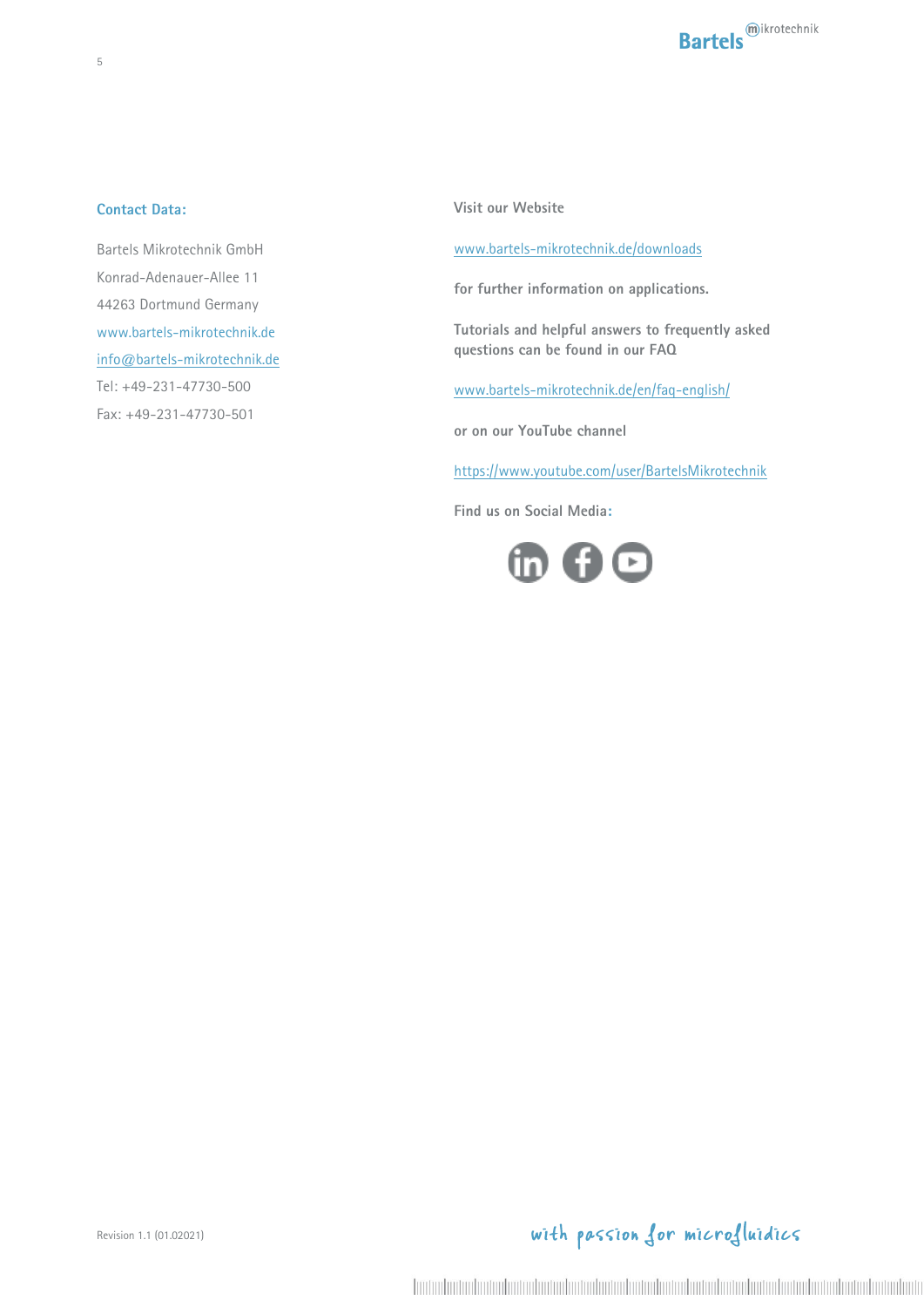**Contact Data:**

Bartels Mikrotechnik GmbH
Konrad-Adenauer-Allee 11
44263 Dortmund Germany
www.bartels-mikrotechnik.de
info@bartels-mikrotechnik.de
Tel: +49-231-47730-500
Fax: +49-231-47730-501

**Visit our Website**

www.bartels-mikrotechnik.de/downloads

**for further information on applications.**

**Tutorials and helpful answers to frequently asked questions can be found in our FAQ**

www.bartels-mikrotechnik.de/en/faq-english/

**or on our YouTube channel**

https://www.youtube.com/user/BartelsMikrotechnik

**Find us on Social Media:**

Revision 1.1 (01.02021)

with passion for microfluidics